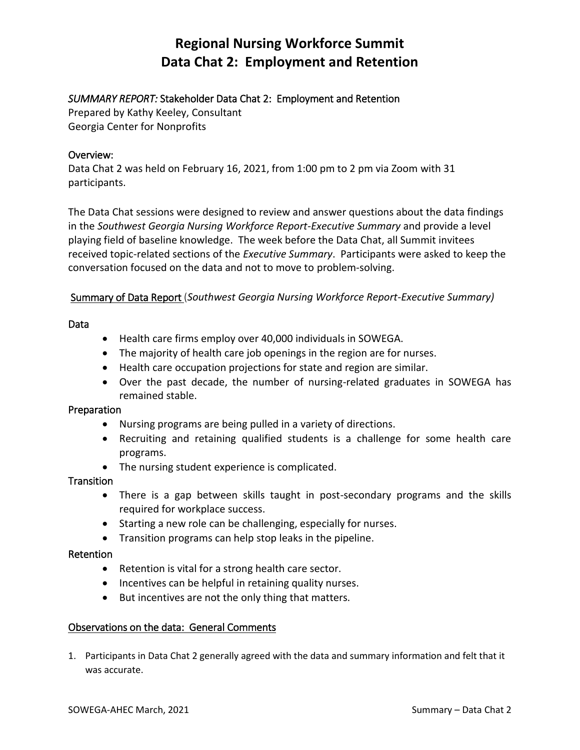# Regional Nursing Workforce Summit
# Data Chat 2: Employment and Retention

*SUMMARY REPORT:* Stakeholder Data Chat 2: Employment and Retention
Prepared by Kathy Keeley, Consultant
Georgia Center for Nonprofits

Overview:
Data Chat 2 was held on February 16, 2021, from 1:00 pm to 2 pm via Zoom with 31 participants.

The Data Chat sessions were designed to review and answer questions about the data findings in the *Southwest Georgia Nursing Workforce Report-Executive Summary* and provide a level playing field of baseline knowledge. The week before the Data Chat, all Summit invitees received topic-related sections of the *Executive Summary*. Participants were asked to keep the conversation focused on the data and not to move to problem-solving.

Summary of Data Report (*Southwest Georgia Nursing Workforce Report-Executive Summary)*

Data

- Health care firms employ over 40,000 individuals in SOWEGA.
- The majority of health care job openings in the region are for nurses.
- Health care occupation projections for state and region are similar.
- Over the past decade, the number of nursing-related graduates in SOWEGA has remained stable.

Preparation

- Nursing programs are being pulled in a variety of directions.
- Recruiting and retaining qualified students is a challenge for some health care programs.
- The nursing student experience is complicated.

Transition

- There is a gap between skills taught in post-secondary programs and the skills required for workplace success.
- Starting a new role can be challenging, especially for nurses.
- Transition programs can help stop leaks in the pipeline.

Retention

- Retention is vital for a strong health care sector.
- Incentives can be helpful in retaining quality nurses.
- But incentives are not the only thing that matters.

Observations on the data: General Comments

1. Participants in Data Chat 2 generally agreed with the data and summary information and felt that it was accurate.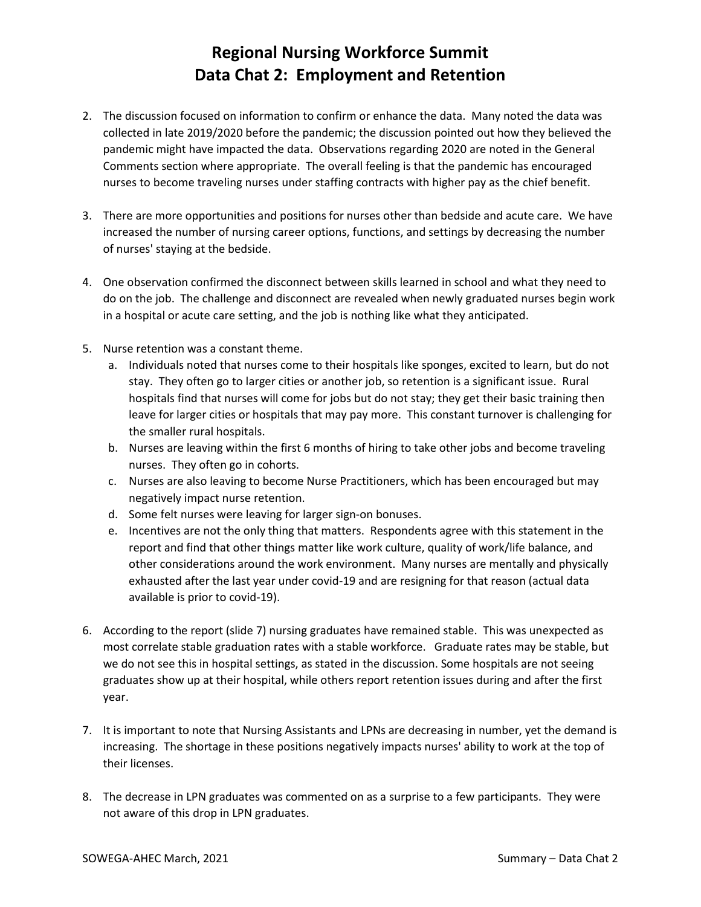# Regional Nursing Workforce Summit
# Data Chat 2: Employment and Retention

2. The discussion focused on information to confirm or enhance the data. Many noted the data was collected in late 2019/2020 before the pandemic; the discussion pointed out how they believed the pandemic might have impacted the data. Observations regarding 2020 are noted in the General Comments section where appropriate. The overall feeling is that the pandemic has encouraged nurses to become traveling nurses under staffing contracts with higher pay as the chief benefit.

3. There are more opportunities and positions for nurses other than bedside and acute care. We have increased the number of nursing career options, functions, and settings by decreasing the number of nurses' staying at the bedside.

4. One observation confirmed the disconnect between skills learned in school and what they need to do on the job. The challenge and disconnect are revealed when newly graduated nurses begin work in a hospital or acute care setting, and the job is nothing like what they anticipated.

5. Nurse retention was a constant theme.
   a. Individuals noted that nurses come to their hospitals like sponges, excited to learn, but do not stay. They often go to larger cities or another job, so retention is a significant issue. Rural hospitals find that nurses will come for jobs but do not stay; they get their basic training then leave for larger cities or hospitals that may pay more. This constant turnover is challenging for the smaller rural hospitals.
   b. Nurses are leaving within the first 6 months of hiring to take other jobs and become traveling nurses. They often go in cohorts.
   c. Nurses are also leaving to become Nurse Practitioners, which has been encouraged but may negatively impact nurse retention.
   d. Some felt nurses were leaving for larger sign-on bonuses.
   e. Incentives are not the only thing that matters. Respondents agree with this statement in the report and find that other things matter like work culture, quality of work/life balance, and other considerations around the work environment. Many nurses are mentally and physically exhausted after the last year under covid-19 and are resigning for that reason (actual data available is prior to covid-19).

6. According to the report (slide 7) nursing graduates have remained stable. This was unexpected as most correlate stable graduation rates with a stable workforce. Graduate rates may be stable, but we do not see this in hospital settings, as stated in the discussion. Some hospitals are not seeing graduates show up at their hospital, while others report retention issues during and after the first year.

7. It is important to note that Nursing Assistants and LPNs are decreasing in number, yet the demand is increasing. The shortage in these positions negatively impacts nurses' ability to work at the top of their licenses.

8. The decrease in LPN graduates was commented on as a surprise to a few participants. They were not aware of this drop in LPN graduates.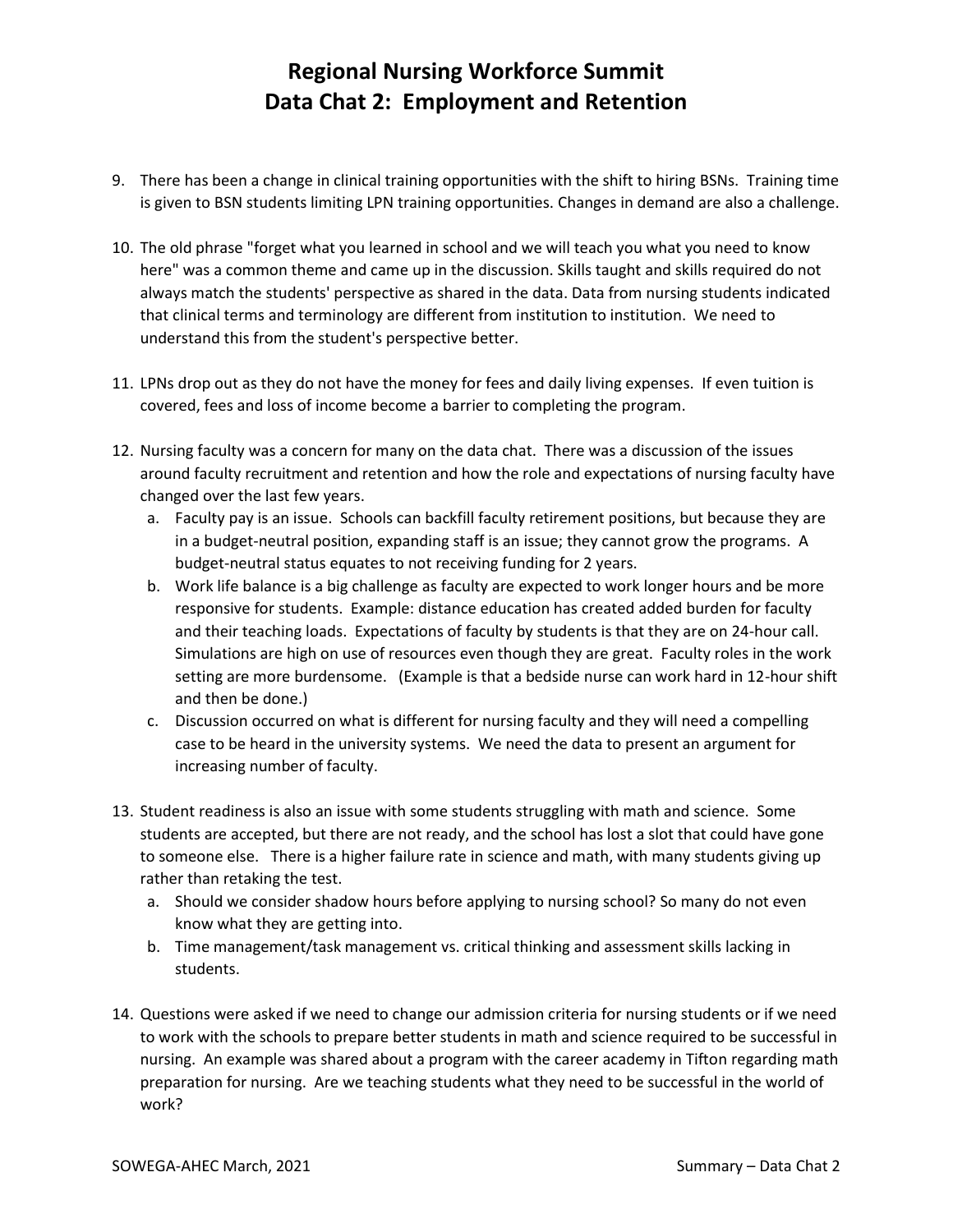# Regional Nursing Workforce Summit
# Data Chat 2: Employment and Retention

9. There has been a change in clinical training opportunities with the shift to hiring BSNs. Training time is given to BSN students limiting LPN training opportunities. Changes in demand are also a challenge.

10. The old phrase "forget what you learned in school and we will teach you what you need to know here" was a common theme and came up in the discussion. Skills taught and skills required do not always match the students' perspective as shared in the data. Data from nursing students indicated that clinical terms and terminology are different from institution to institution. We need to understand this from the student's perspective better.

11. LPNs drop out as they do not have the money for fees and daily living expenses. If even tuition is covered, fees and loss of income become a barrier to completing the program.

12. Nursing faculty was a concern for many on the data chat. There was a discussion of the issues around faculty recruitment and retention and how the role and expectations of nursing faculty have changed over the last few years.
    a. Faculty pay is an issue. Schools can backfill faculty retirement positions, but because they are in a budget-neutral position, expanding staff is an issue; they cannot grow the programs. A budget-neutral status equates to not receiving funding for 2 years.
    b. Work life balance is a big challenge as faculty are expected to work longer hours and be more responsive for students. Example: distance education has created added burden for faculty and their teaching loads. Expectations of faculty by students is that they are on 24-hour call. Simulations are high on use of resources even though they are great. Faculty roles in the work setting are more burdensome. (Example is that a bedside nurse can work hard in 12-hour shift and then be done.)
    c. Discussion occurred on what is different for nursing faculty and they will need a compelling case to be heard in the university systems. We need the data to present an argument for increasing number of faculty.

13. Student readiness is also an issue with some students struggling with math and science. Some students are accepted, but there are not ready, and the school has lost a slot that could have gone to someone else. There is a higher failure rate in science and math, with many students giving up rather than retaking the test.
    a. Should we consider shadow hours before applying to nursing school? So many do not even know what they are getting into.
    b. Time management/task management vs. critical thinking and assessment skills lacking in students.

14. Questions were asked if we need to change our admission criteria for nursing students or if we need to work with the schools to prepare better students in math and science required to be successful in nursing. An example was shared about a program with the career academy in Tifton regarding math preparation for nursing. Are we teaching students what they need to be successful in the world of work?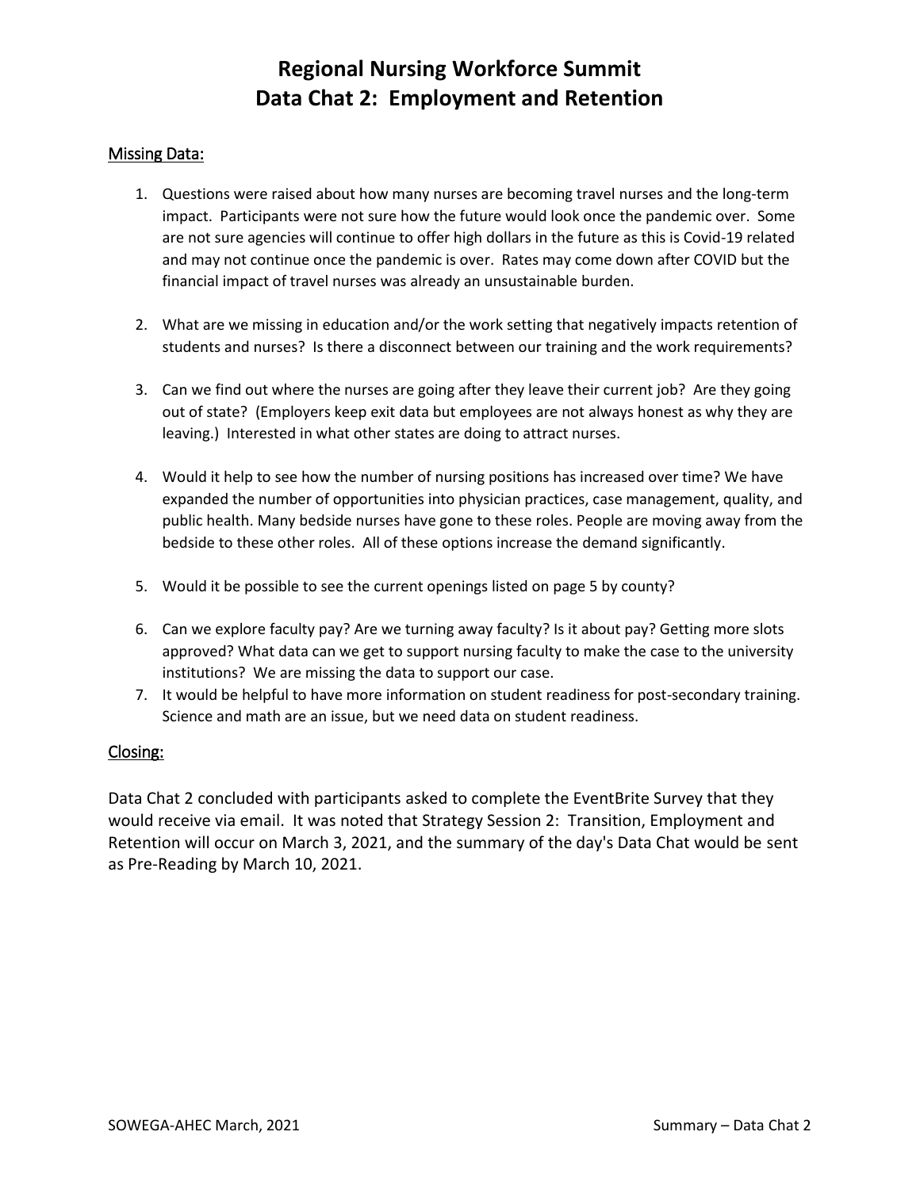# Regional Nursing Workforce Summit
# Data Chat 2: Employment and Retention

## Missing Data:

1. Questions were raised about how many nurses are becoming travel nurses and the long-term impact. Participants were not sure how the future would look once the pandemic over. Some are not sure agencies will continue to offer high dollars in the future as this is Covid-19 related and may not continue once the pandemic is over. Rates may come down after COVID but the financial impact of travel nurses was already an unsustainable burden.

2. What are we missing in education and/or the work setting that negatively impacts retention of students and nurses? Is there a disconnect between our training and the work requirements?

3. Can we find out where the nurses are going after they leave their current job? Are they going out of state? (Employers keep exit data but employees are not always honest as why they are leaving.) Interested in what other states are doing to attract nurses.

4. Would it help to see how the number of nursing positions has increased over time? We have expanded the number of opportunities into physician practices, case management, quality, and public health. Many bedside nurses have gone to these roles. People are moving away from the bedside to these other roles. All of these options increase the demand significantly.

5. Would it be possible to see the current openings listed on page 5 by county?

6. Can we explore faculty pay? Are we turning away faculty? Is it about pay? Getting more slots approved? What data can we get to support nursing faculty to make the case to the university institutions? We are missing the data to support our case.
7. It would be helpful to have more information on student readiness for post-secondary training. Science and math are an issue, but we need data on student readiness.

## Closing:

Data Chat 2 concluded with participants asked to complete the EventBrite Survey that they would receive via email. It was noted that Strategy Session 2: Transition, Employment and Retention will occur on March 3, 2021, and the summary of the day's Data Chat would be sent as Pre-Reading by March 10, 2021.